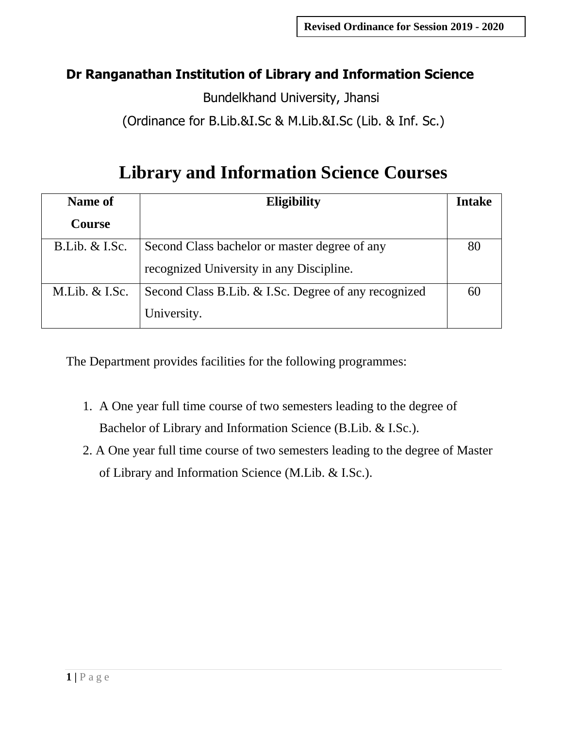Revised Ordinance for Session 2019 - 2020

## Dr Ranganathan Institution of Library and Information Science

Bundelkhand University, Jhansi

(Ordinance for B.Lib.&I.Sc & M.Lib.&I.Sc (Lib. & Inf. Sc.)

# Library and Information Science Courses

| Name of Course | Eligibility | Intake |
|---|---|---|
| B.Lib. & I.Sc. | Second Class bachelor or master degree of any recognized University in any Discipline. | 80 |
| M.Lib. & I.Sc. | Second Class B.Lib. & I.Sc. Degree of any recognized University. | 60 |

The Department provides facilities for the following programmes:

1. A One year full time course of two semesters leading to the degree of Bachelor of Library and Information Science (B.Lib. & I.Sc.).
2. A One year full time course of two semesters leading to the degree of Master of Library and Information Science (M.Lib. & I.Sc.).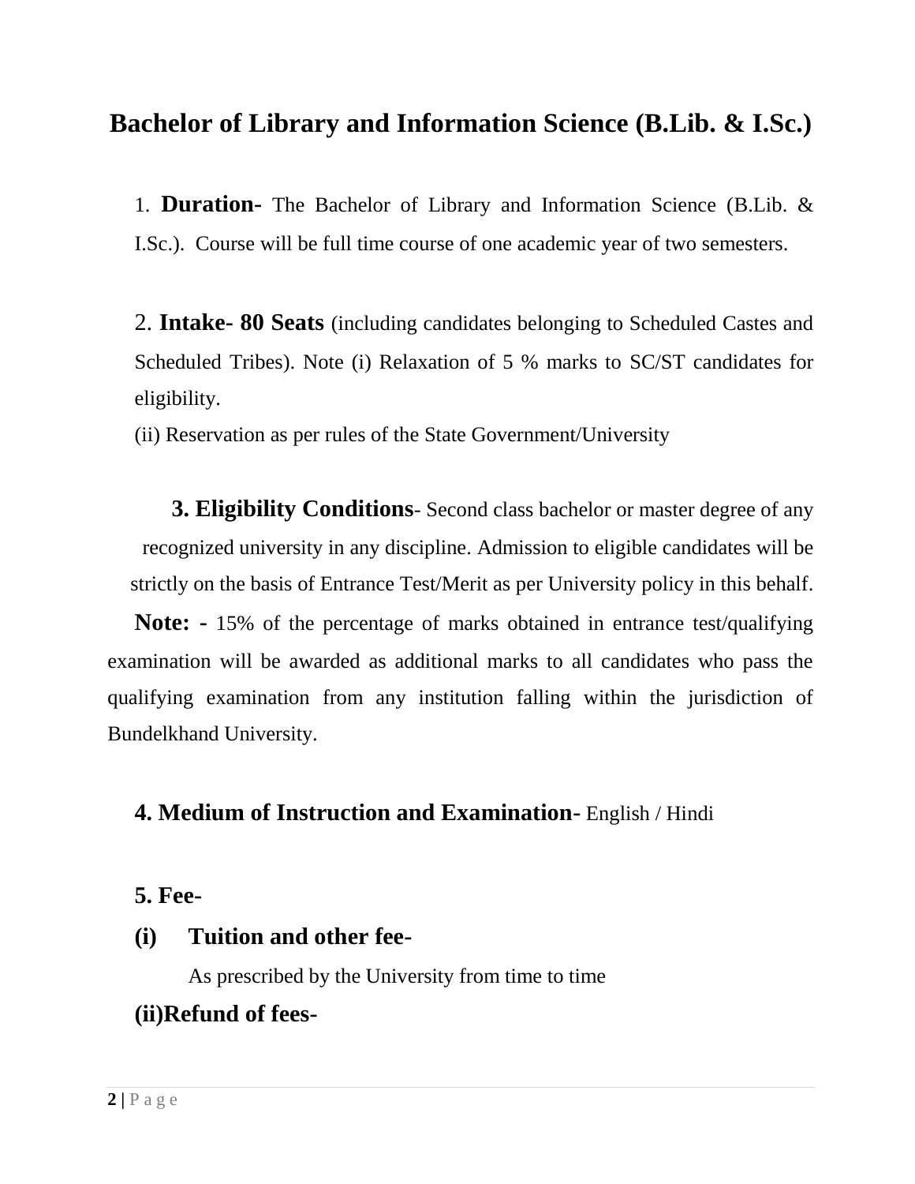# Bachelor of Library and Information Science (B.Lib. & I.Sc.)

1. **Duration-** The Bachelor of Library and Information Science (B.Lib. & I.Sc.). Course will be full time course of one academic year of two semesters.

2. **Intake- 80 Seats** (including candidates belonging to Scheduled Castes and Scheduled Tribes). Note (i) Relaxation of 5 % marks to SC/ST candidates for eligibility.

   (ii) Reservation as per rules of the State Government/University

3. **Eligibility Conditions**- Second class bachelor or master degree of any recognized university in any discipline. Admission to eligible candidates will be strictly on the basis of Entrance Test/Merit as per University policy in this behalf.

**Note: -** 15% of the percentage of marks obtained in entrance test/qualifying examination will be awarded as additional marks to all candidates who pass the qualifying examination from any institution falling within the jurisdiction of Bundelkhand University.

4. **Medium of Instruction and Examination-** English / Hindi

5. **Fee-**

**(i) Tuition and other fee-**

As prescribed by the University from time to time

**(ii)Refund of fees-**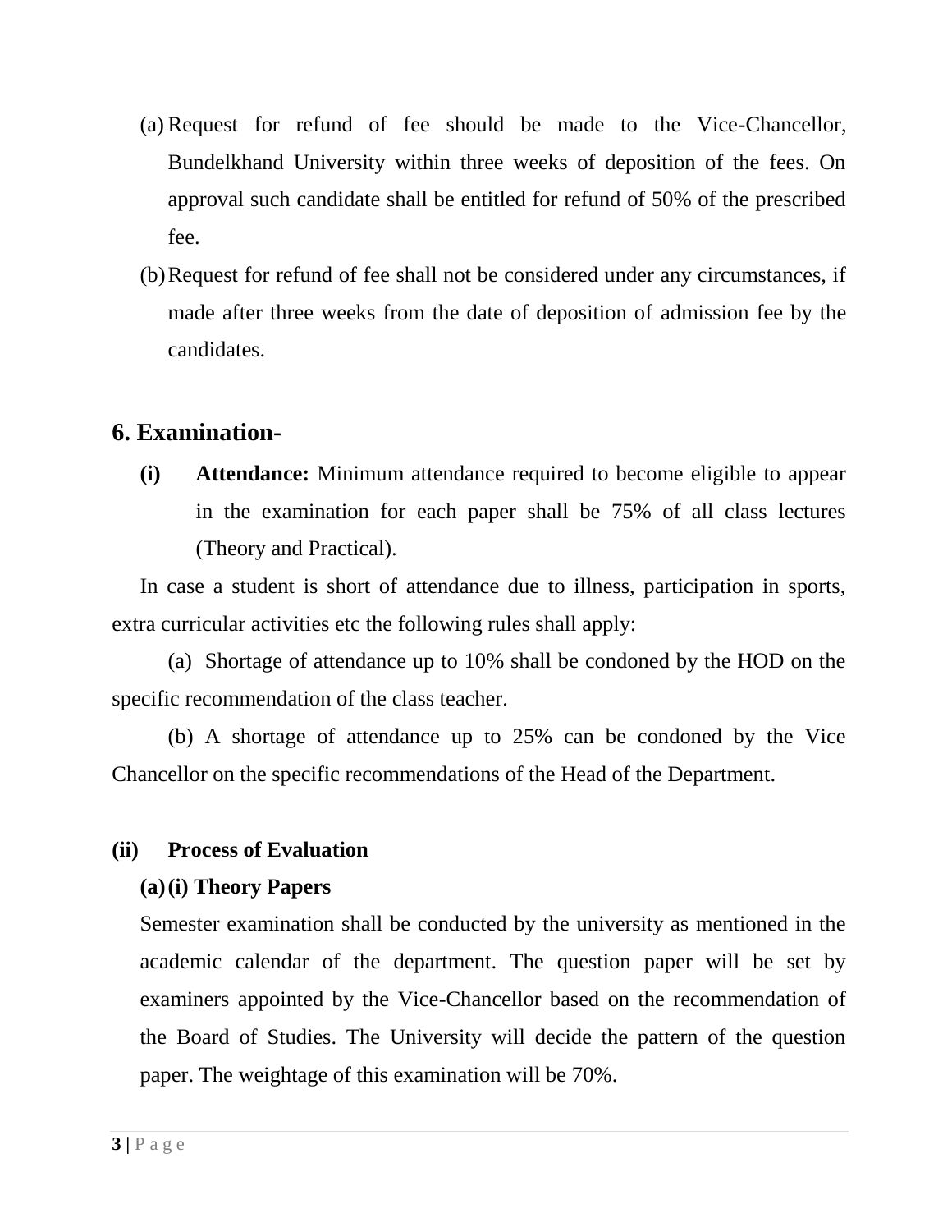(a) Request for refund of fee should be made to the Vice-Chancellor, Bundelkhand University within three weeks of deposition of the fees. On approval such candidate shall be entitled for refund of 50% of the prescribed fee.

(b) Request for refund of fee shall not be considered under any circumstances, if made after three weeks from the date of deposition of admission fee by the candidates.

## 6. Examination-

**(i) Attendance:** Minimum attendance required to become eligible to appear in the examination for each paper shall be 75% of all class lectures (Theory and Practical).

In case a student is short of attendance due to illness, participation in sports, extra curricular activities etc the following rules shall apply:

(a) Shortage of attendance up to 10% shall be condoned by the HOD on the specific recommendation of the class teacher.

(b) A shortage of attendance up to 25% can be condoned by the Vice Chancellor on the specific recommendations of the Head of the Department.

**(ii) Process of Evaluation**

**(a) (i) Theory Papers**

Semester examination shall be conducted by the university as mentioned in the academic calendar of the department. The question paper will be set by examiners appointed by the Vice-Chancellor based on the recommendation of the Board of Studies. The University will decide the pattern of the question paper. The weightage of this examination will be 70%.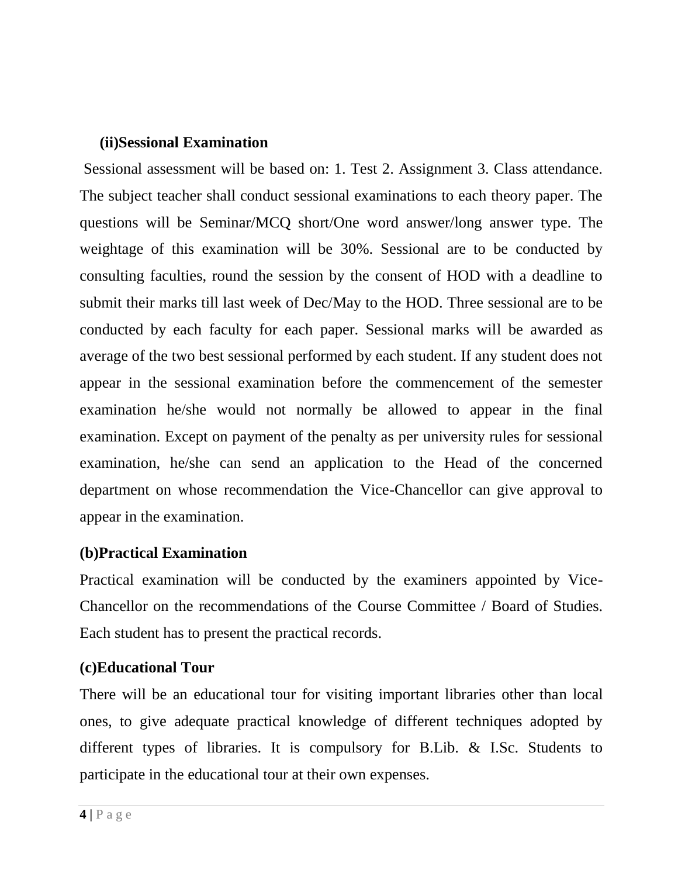### (ii)Sessional Examination

Sessional assessment will be based on: 1. Test 2. Assignment 3. Class attendance. The subject teacher shall conduct sessional examinations to each theory paper. The questions will be Seminar/MCQ short/One word answer/long answer type. The weightage of this examination will be 30%. Sessional are to be conducted by consulting faculties, round the session by the consent of HOD with a deadline to submit their marks till last week of Dec/May to the HOD. Three sessional are to be conducted by each faculty for each paper. Sessional marks will be awarded as average of the two best sessional performed by each student. If any student does not appear in the sessional examination before the commencement of the semester examination he/she would not normally be allowed to appear in the final examination. Except on payment of the penalty as per university rules for sessional examination, he/she can send an application to the Head of the concerned department on whose recommendation the Vice-Chancellor can give approval to appear in the examination.

### (b)Practical Examination

Practical examination will be conducted by the examiners appointed by Vice-Chancellor on the recommendations of the Course Committee / Board of Studies. Each student has to present the practical records.

### (c)Educational Tour

There will be an educational tour for visiting important libraries other than local ones, to give adequate practical knowledge of different techniques adopted by different types of libraries. It is compulsory for B.Lib. & I.Sc. Students to participate in the educational tour at their own expenses.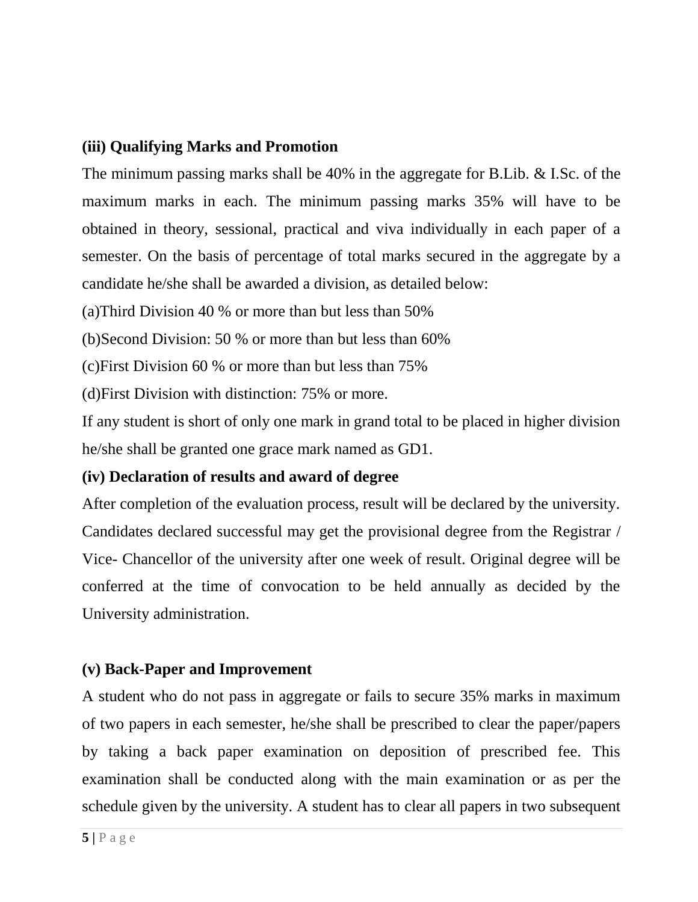**(iii) Qualifying Marks and Promotion**

The minimum passing marks shall be 40% in the aggregate for B.Lib. & I.Sc. of the maximum marks in each. The minimum passing marks 35% will have to be obtained in theory, sessional, practical and viva individually in each paper of a semester. On the basis of percentage of total marks secured in the aggregate by a candidate he/she shall be awarded a division, as detailed below:

(a)Third Division 40 % or more than but less than 50%

(b)Second Division: 50 % or more than but less than 60%

(c)First Division 60 % or more than but less than 75%

(d)First Division with distinction: 75% or more.

If any student is short of only one mark in grand total to be placed in higher division he/she shall be granted one grace mark named as GD1.

**(iv) Declaration of results and award of degree**

After completion of the evaluation process, result will be declared by the university. Candidates declared successful may get the provisional degree from the Registrar / Vice- Chancellor of the university after one week of result. Original degree will be conferred at the time of convocation to be held annually as decided by the University administration.

**(v) Back-Paper and Improvement**

A student who do not pass in aggregate or fails to secure 35% marks in maximum of two papers in each semester, he/she shall be prescribed to clear the paper/papers by taking a back paper examination on deposition of prescribed fee. This examination shall be conducted along with the main examination or as per the schedule given by the university. A student has to clear all papers in two subsequent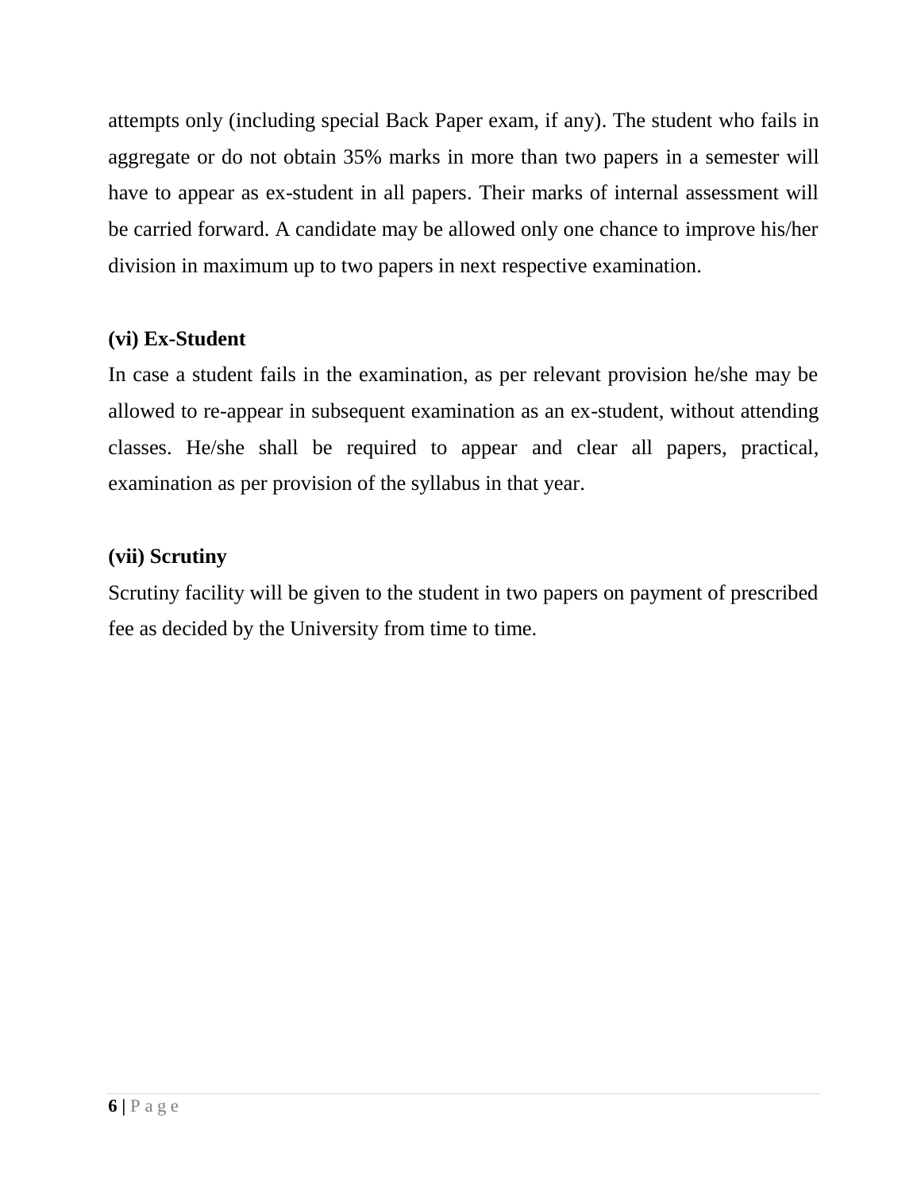attempts only (including special Back Paper exam, if any). The student who fails in aggregate or do not obtain 35% marks in more than two papers in a semester will have to appear as ex-student in all papers. Their marks of internal assessment will be carried forward. A candidate may be allowed only one chance to improve his/her division in maximum up to two papers in next respective examination.

**(vi) Ex-Student**

In case a student fails in the examination, as per relevant provision he/she may be allowed to re-appear in subsequent examination as an ex-student, without attending classes. He/she shall be required to appear and clear all papers, practical, examination as per provision of the syllabus in that year.

**(vii) Scrutiny**

Scrutiny facility will be given to the student in two papers on payment of prescribed fee as decided by the University from time to time.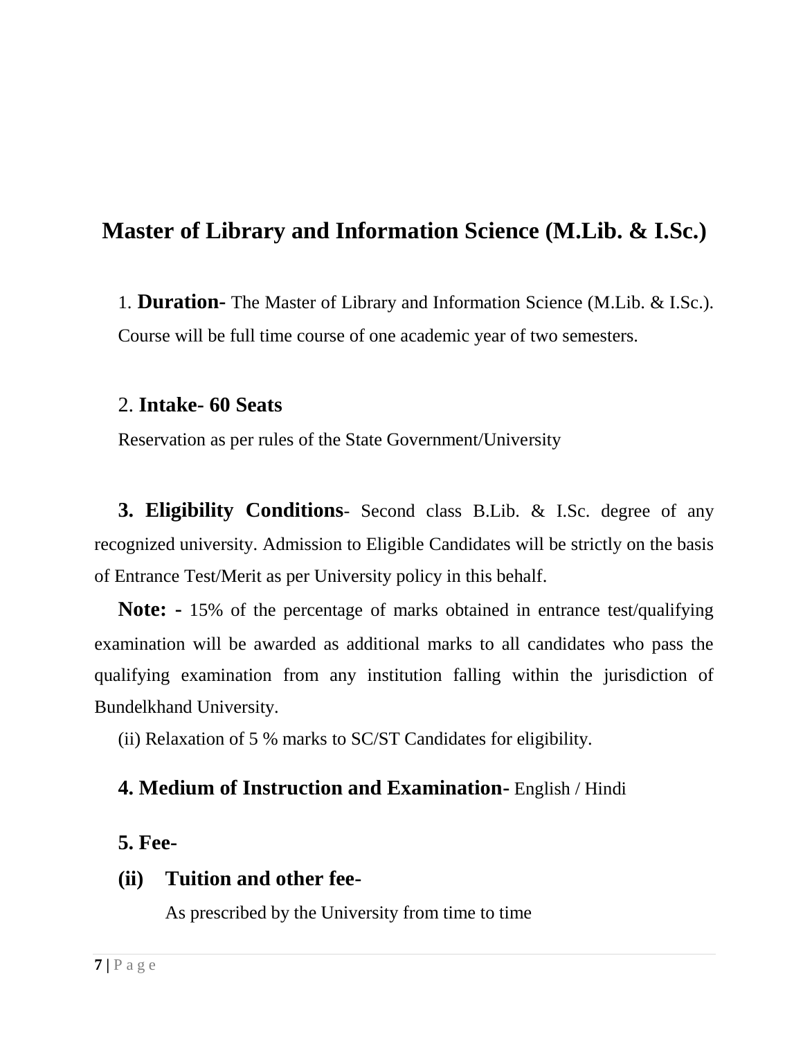# Master of Library and Information Science (M.Lib. & I.Sc.)

1. **Duration-** The Master of Library and Information Science (M.Lib. & I.Sc.). Course will be full time course of one academic year of two semesters.

2. **Intake- 60 Seats**

Reservation as per rules of the State Government/University

**3. Eligibility Conditions**- Second class B.Lib. & I.Sc. degree of any recognized university. Admission to Eligible Candidates will be strictly on the basis of Entrance Test/Merit as per University policy in this behalf.

**Note: -** 15% of the percentage of marks obtained in entrance test/qualifying examination will be awarded as additional marks to all candidates who pass the qualifying examination from any institution falling within the jurisdiction of Bundelkhand University.

(ii) Relaxation of 5 % marks to SC/ST Candidates for eligibility.

**4. Medium of Instruction and Examination-** English / Hindi

**5. Fee-**

**(ii) Tuition and other fee-**

As prescribed by the University from time to time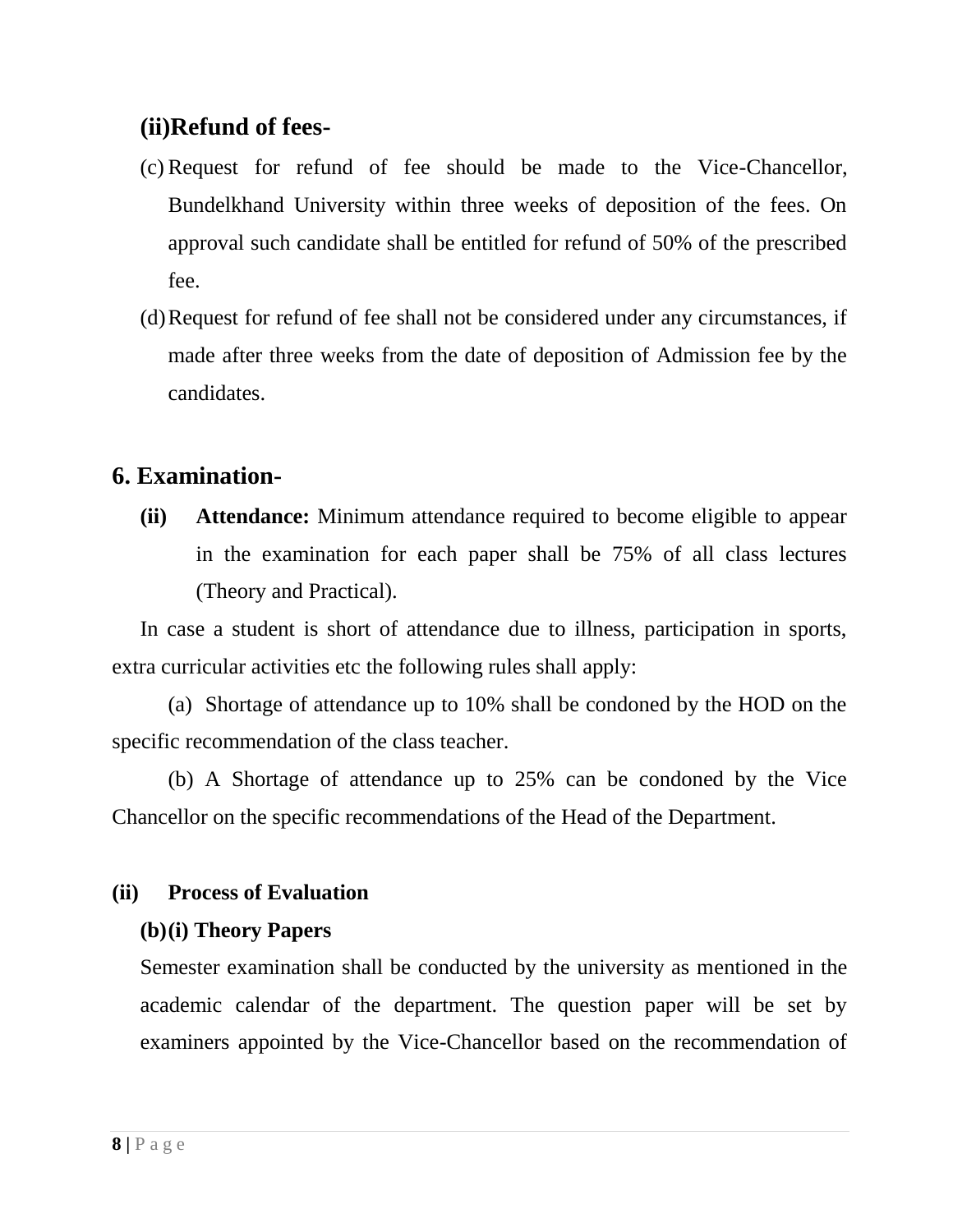### (ii)Refund of fees-

(c) Request for refund of fee should be made to the Vice-Chancellor, Bundelkhand University within three weeks of deposition of the fees. On approval such candidate shall be entitled for refund of 50% of the prescribed fee.

(d) Request for refund of fee shall not be considered under any circumstances, if made after three weeks from the date of deposition of Admission fee by the candidates.

## 6. Examination-

**(ii) Attendance:** Minimum attendance required to become eligible to appear in the examination for each paper shall be 75% of all class lectures (Theory and Practical).

In case a student is short of attendance due to illness, participation in sports, extra curricular activities etc the following rules shall apply:

(a) Shortage of attendance up to 10% shall be condoned by the HOD on the specific recommendation of the class teacher.

(b) A Shortage of attendance up to 25% can be condoned by the Vice Chancellor on the specific recommendations of the Head of the Department.

**(ii) Process of Evaluation**

**(b)(i) Theory Papers**

Semester examination shall be conducted by the university as mentioned in the academic calendar of the department. The question paper will be set by examiners appointed by the Vice-Chancellor based on the recommendation of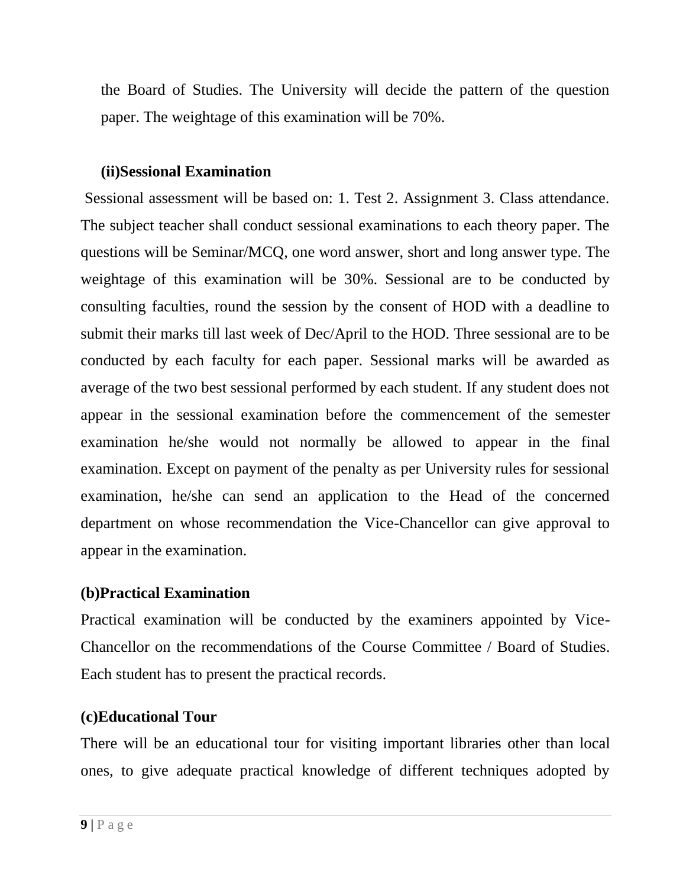the Board of Studies. The University will decide the pattern of the question paper. The weightage of this examination will be 70%.

**(ii)Sessional Examination**

Sessional assessment will be based on: 1. Test 2. Assignment 3. Class attendance. The subject teacher shall conduct sessional examinations to each theory paper. The questions will be Seminar/MCQ, one word answer, short and long answer type. The weightage of this examination will be 30%. Sessional are to be conducted by consulting faculties, round the session by the consent of HOD with a deadline to submit their marks till last week of Dec/April to the HOD. Three sessional are to be conducted by each faculty for each paper. Sessional marks will be awarded as average of the two best sessional performed by each student. If any student does not appear in the sessional examination before the commencement of the semester examination he/she would not normally be allowed to appear in the final examination. Except on payment of the penalty as per University rules for sessional examination, he/she can send an application to the Head of the concerned department on whose recommendation the Vice-Chancellor can give approval to appear in the examination.

**(b)Practical Examination**

Practical examination will be conducted by the examiners appointed by Vice-Chancellor on the recommendations of the Course Committee / Board of Studies. Each student has to present the practical records.

**(c)Educational Tour**

There will be an educational tour for visiting important libraries other than local ones, to give adequate practical knowledge of different techniques adopted by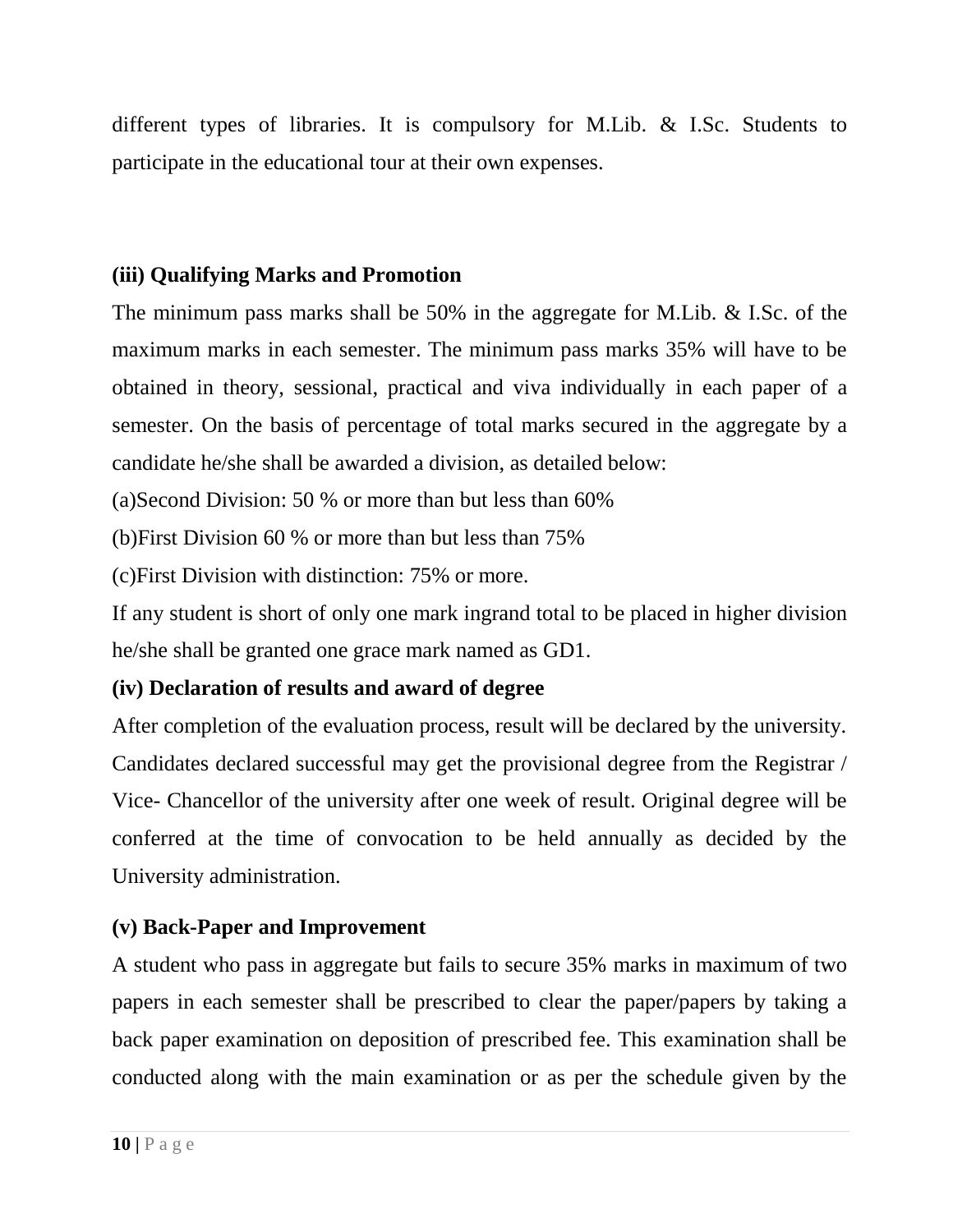different types of libraries. It is compulsory for M.Lib. & I.Sc. Students to participate in the educational tour at their own expenses.

**(iii) Qualifying Marks and Promotion**

The minimum pass marks shall be 50% in the aggregate for M.Lib. & I.Sc. of the maximum marks in each semester. The minimum pass marks 35% will have to be obtained in theory, sessional, practical and viva individually in each paper of a semester. On the basis of percentage of total marks secured in the aggregate by a candidate he/she shall be awarded a division, as detailed below:

(a)Second Division: 50 % or more than but less than 60%

(b)First Division 60 % or more than but less than 75%

(c)First Division with distinction: 75% or more.

If any student is short of only one mark ingrand total to be placed in higher division he/she shall be granted one grace mark named as GD1.

**(iv) Declaration of results and award of degree**

After completion of the evaluation process, result will be declared by the university. Candidates declared successful may get the provisional degree from the Registrar / Vice- Chancellor of the university after one week of result. Original degree will be conferred at the time of convocation to be held annually as decided by the University administration.

**(v) Back-Paper and Improvement**

A student who pass in aggregate but fails to secure 35% marks in maximum of two papers in each semester shall be prescribed to clear the paper/papers by taking a back paper examination on deposition of prescribed fee. This examination shall be conducted along with the main examination or as per the schedule given by the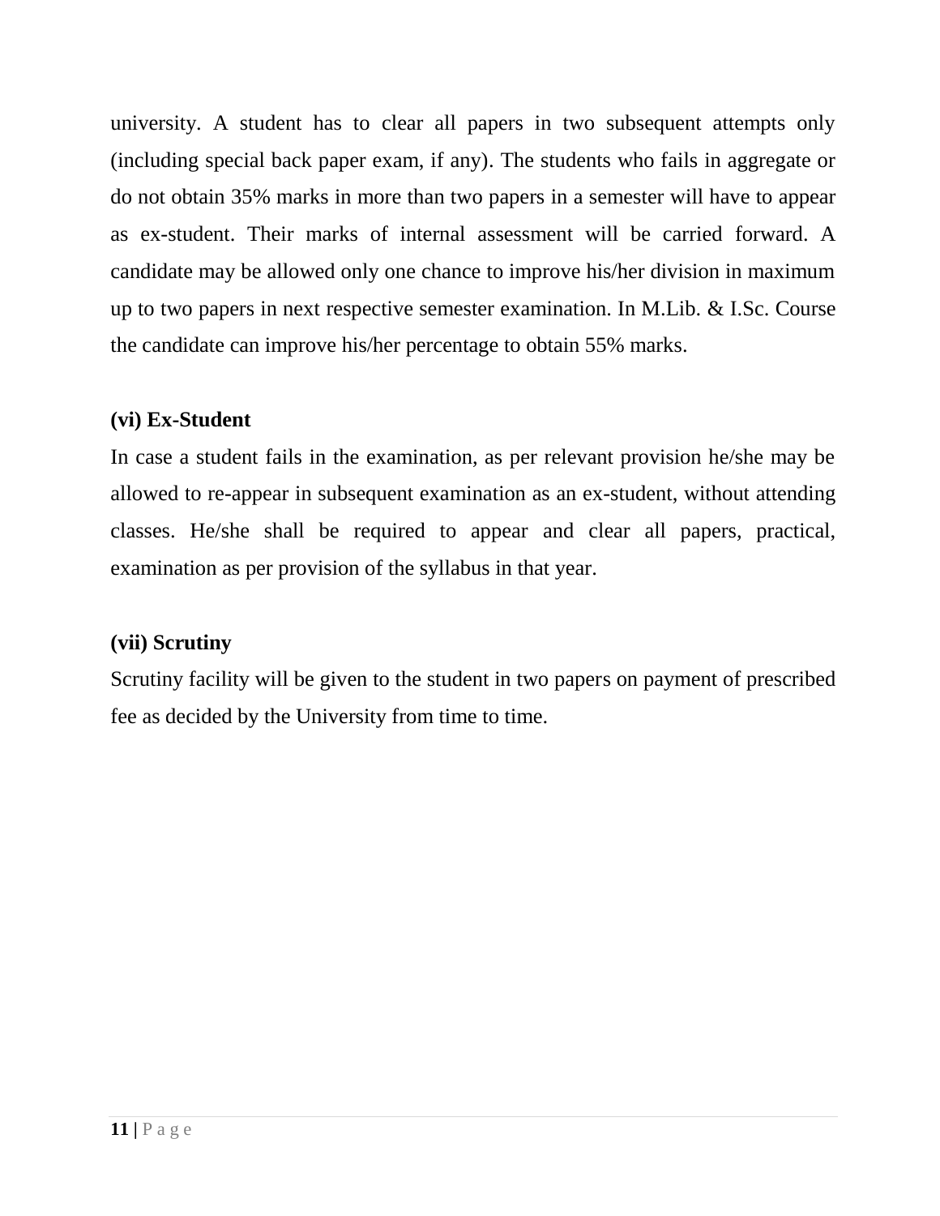university. A student has to clear all papers in two subsequent attempts only (including special back paper exam, if any). The students who fails in aggregate or do not obtain 35% marks in more than two papers in a semester will have to appear as ex-student. Their marks of internal assessment will be carried forward. A candidate may be allowed only one chance to improve his/her division in maximum up to two papers in next respective semester examination. In M.Lib. & I.Sc. Course the candidate can improve his/her percentage to obtain 55% marks.

**(vi) Ex-Student**

In case a student fails in the examination, as per relevant provision he/she may be allowed to re-appear in subsequent examination as an ex-student, without attending classes. He/she shall be required to appear and clear all papers, practical, examination as per provision of the syllabus in that year.

**(vii) Scrutiny**

Scrutiny facility will be given to the student in two papers on payment of prescribed fee as decided by the University from time to time.